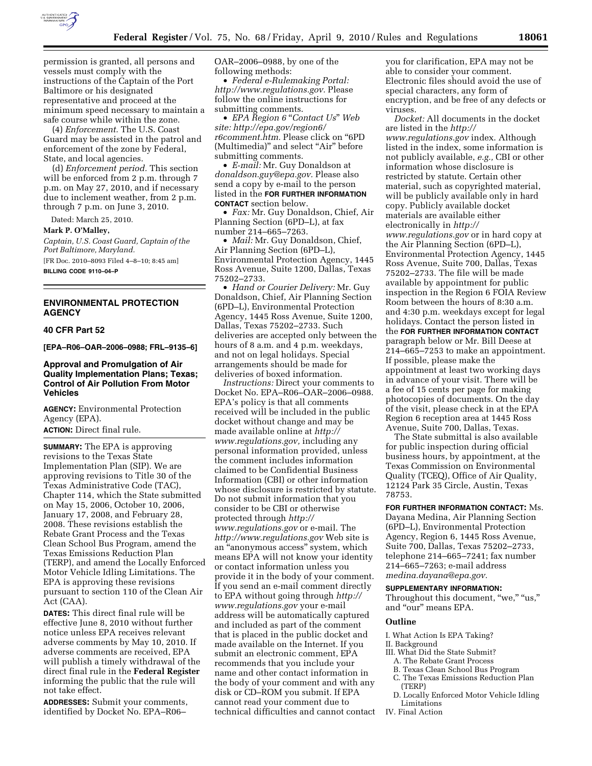permission is granted, all persons and vessels must comply with the instructions of the Captain of the Port Baltimore or his designated representative and proceed at the minimum speed necessary to maintain a safe course while within the zone.

(4) *Enforcement.* The U.S. Coast Guard may be assisted in the patrol and enforcement of the zone by Federal, State, and local agencies.

(d) *Enforcement period.* This section will be enforced from 2 p.m. through 7 p.m. on May 27, 2010, and if necessary due to inclement weather, from 2 p.m. through 7 p.m. on June 3, 2010.

Dated: March 25, 2010.

**Mark P. O'Malley,**

*Captain, U.S. Coast Guard, Captain of the Port Baltimore, Maryland.*

[FR Doc. 2010–8093 Filed 4–8–10; 8:45 am]

**BILLING CODE 9110–04–P**

## ENVIRONMENTAL PROTECTION AGENCY

### 40 CFR Part 52

**[EPA–R06–OAR–2006–0988; FRL–9135–6]**

### Approval and Promulgation of Air Quality Implementation Plans; Texas; Control of Air Pollution From Motor Vehicles

**AGENCY:** Environmental Protection Agency (EPA).

**ACTION:** Direct final rule.

**SUMMARY:** The EPA is approving revisions to the Texas State Implementation Plan (SIP). We are approving revisions to Title 30 of the Texas Administrative Code (TAC), Chapter 114, which the State submitted on May 15, 2006, October 10, 2006, January 17, 2008, and February 28, 2008. These revisions establish the Rebate Grant Process and the Texas Clean School Bus Program, amend the Texas Emissions Reduction Plan (TERP), and amend the Locally Enforced Motor Vehicle Idling Limitations. The EPA is approving these revisions pursuant to section 110 of the Clean Air Act (CAA).

**DATES:** This direct final rule will be effective June 8, 2010 without further notice unless EPA receives relevant adverse comments by May 10, 2010. If adverse comments are received, EPA will publish a timely withdrawal of the direct final rule in the **Federal Register** informing the public that the rule will not take effect.

**ADDRESSES:** Submit your comments, identified by Docket No. EPA–R06–OAR–2006–0988, by one of the following methods:

- *Federal e-Rulemaking Portal: http://www.regulations.gov.* Please follow the online instructions for submitting comments.
- *EPA Region 6 "Contact Us" Web site: http://epa.gov/region6/r6comment.htm.* Please click on "6PD (Multimedia)" and select "Air" before submitting comments.
- *E-mail:* Mr. Guy Donaldson at *donaldson.guy@epa.gov.* Please also send a copy by e-mail to the person listed in the **FOR FURTHER INFORMATION CONTACT** section below.
- *Fax:* Mr. Guy Donaldson, Chief, Air Planning Section (6PD–L), at fax number 214–665–7263.
- *Mail:* Mr. Guy Donaldson, Chief, Air Planning Section (6PD–L), Environmental Protection Agency, 1445 Ross Avenue, Suite 1200, Dallas, Texas 75202–2733.
- *Hand or Courier Delivery:* Mr. Guy Donaldson, Chief, Air Planning Section (6PD–L), Environmental Protection Agency, 1445 Ross Avenue, Suite 1200, Dallas, Texas 75202–2733. Such deliveries are accepted only between the hours of 8 a.m. and 4 p.m. weekdays, and not on legal holidays. Special arrangements should be made for deliveries of boxed information.

*Instructions:* Direct your comments to Docket No. EPA–R06–OAR–2006–0988. EPA's policy is that all comments received will be included in the public docket without change and may be made available online at *http://www.regulations.gov,* including any personal information provided, unless the comment includes information claimed to be Confidential Business Information (CBI) or other information whose disclosure is restricted by statute. Do not submit information that you consider to be CBI or otherwise protected through *http://www.regulations.gov* or e-mail. The *http://www.regulations.gov* Web site is an "anonymous access" system, which means EPA will not know your identity or contact information unless you provide it in the body of your comment. If you send an e-mail comment directly to EPA without going through *http://www.regulations.gov* your e-mail address will be automatically captured and included as part of the comment that is placed in the public docket and made available on the Internet. If you submit an electronic comment, EPA recommends that you include your name and other contact information in the body of your comment and with any disk or CD–ROM you submit. If EPA cannot read your comment due to technical difficulties and cannot contact you for clarification, EPA may not be able to consider your comment. Electronic files should avoid the use of special characters, any form of encryption, and be free of any defects or viruses.

*Docket:* All documents in the docket are listed in the *http://www.regulations.gov* index. Although listed in the index, some information is not publicly available, *e.g.,* CBI or other information whose disclosure is restricted by statute. Certain other material, such as copyrighted material, will be publicly available only in hard copy. Publicly available docket materials are available either electronically in *http://www.regulations.gov* or in hard copy at the Air Planning Section (6PD–L), Environmental Protection Agency, 1445 Ross Avenue, Suite 700, Dallas, Texas 75202–2733. The file will be made available by appointment for public inspection in the Region 6 FOIA Review Room between the hours of 8:30 a.m. and 4:30 p.m. weekdays except for legal holidays. Contact the person listed in the **FOR FURTHER INFORMATION CONTACT** paragraph below or Mr. Bill Deese at 214–665–7253 to make an appointment. If possible, please make the appointment at least two working days in advance of your visit. There will be a fee of 15 cents per page for making photocopies of documents. On the day of the visit, please check in at the EPA Region 6 reception area at 1445 Ross Avenue, Suite 700, Dallas, Texas.

The State submittal is also available for public inspection during official business hours, by appointment, at the Texas Commission on Environmental Quality (TCEQ), Office of Air Quality, 12124 Park 35 Circle, Austin, Texas 78753.

**FOR FURTHER INFORMATION CONTACT:** Ms. Dayana Medina, Air Planning Section (6PD–L), Environmental Protection Agency, Region 6, 1445 Ross Avenue, Suite 700, Dallas, Texas 75202–2733, telephone 214–665–7241; fax number 214–665–7263; e-mail address *medina.dayana@epa.gov.*

**SUPPLEMENTARY INFORMATION:**
Throughout this document, "we," "us," and "our" means EPA.

### Outline

I. What Action Is EPA Taking?
II. Background
III. What Did the State Submit?
  A. The Rebate Grant Process
  B. Texas Clean School Bus Program
  C. The Texas Emissions Reduction Plan (TERP)
  D. Locally Enforced Motor Vehicle Idling Limitations
IV. Final Action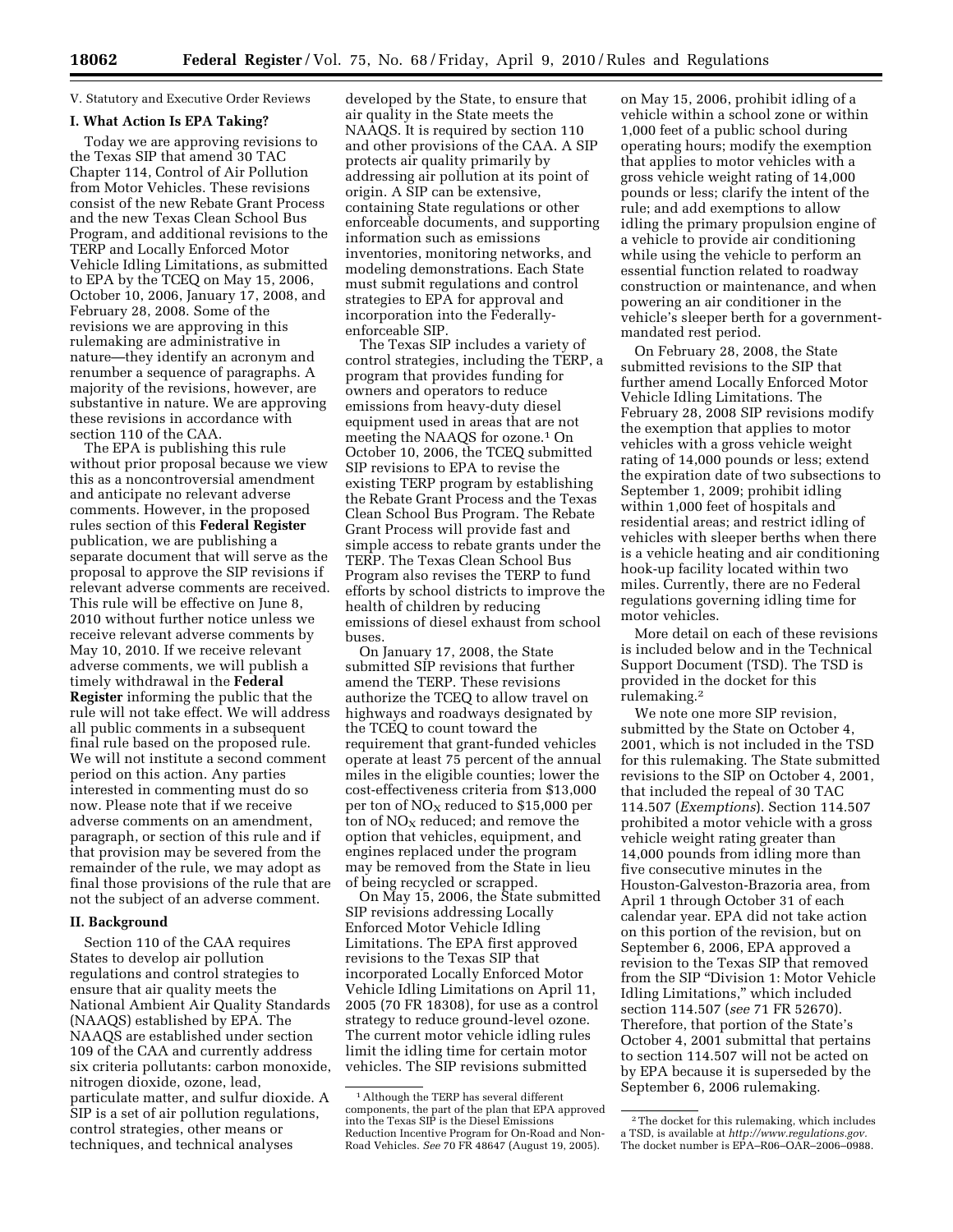V. Statutory and Executive Order Reviews

## I. What Action Is EPA Taking?

Today we are approving revisions to the Texas SIP that amend 30 TAC Chapter 114, Control of Air Pollution from Motor Vehicles. These revisions consist of the new Rebate Grant Process and the new Texas Clean School Bus Program, and additional revisions to the TERP and Locally Enforced Motor Vehicle Idling Limitations, as submitted to EPA by the TCEQ on May 15, 2006, October 10, 2006, January 17, 2008, and February 28, 2008. Some of the revisions we are approving in this rulemaking are administrative in nature—they identify an acronym and renumber a sequence of paragraphs. A majority of the revisions, however, are substantive in nature. We are approving these revisions in accordance with section 110 of the CAA.

The EPA is publishing this rule without prior proposal because we view this as a noncontroversial amendment and anticipate no relevant adverse comments. However, in the proposed rules section of this **Federal Register** publication, we are publishing a separate document that will serve as the proposal to approve the SIP revisions if relevant adverse comments are received. This rule will be effective on June 8, 2010 without further notice unless we receive relevant adverse comments by May 10, 2010. If we receive relevant adverse comments, we will publish a timely withdrawal in the **Federal Register** informing the public that the rule will not take effect. We will address all public comments in a subsequent final rule based on the proposed rule. We will not institute a second comment period on this action. Any parties interested in commenting must do so now. Please note that if we receive adverse comments on an amendment, paragraph, or section of this rule and if that provision may be severed from the remainder of the rule, we may adopt as final those provisions of the rule that are not the subject of an adverse comment.

## II. Background

Section 110 of the CAA requires States to develop air pollution regulations and control strategies to ensure that air quality meets the National Ambient Air Quality Standards (NAAQS) established by EPA. The NAAQS are established under section 109 of the CAA and currently address six criteria pollutants: carbon monoxide, nitrogen dioxide, ozone, lead, particulate matter, and sulfur dioxide. A SIP is a set of air pollution regulations, control strategies, other means or techniques, and technical analyses developed by the State, to ensure that air quality in the State meets the NAAQS. It is required by section 110 and other provisions of the CAA. A SIP protects air quality primarily by addressing air pollution at its point of origin. A SIP can be extensive, containing State regulations or other enforceable documents, and supporting information such as emissions inventories, monitoring networks, and modeling demonstrations. Each State must submit regulations and control strategies to EPA for approval and incorporation into the Federally-enforceable SIP.

The Texas SIP includes a variety of control strategies, including the TERP, a program that provides funding for owners and operators to reduce emissions from heavy-duty diesel equipment used in areas that are not meeting the NAAQS for ozone.[1] On October 10, 2006, the TCEQ submitted SIP revisions to EPA to revise the existing TERP program by establishing the Rebate Grant Process and the Texas Clean School Bus Program. The Rebate Grant Process will provide fast and simple access to rebate grants under the TERP. The Texas Clean School Bus Program also revises the TERP to fund efforts by school districts to improve the health of children by reducing emissions of diesel exhaust from school buses.

On January 17, 2008, the State submitted SIP revisions that further amend the TERP. These revisions authorize the TCEQ to allow travel on highways and roadways designated by the TCEQ to count toward the requirement that grant-funded vehicles operate at least 75 percent of the annual miles in the eligible counties; lower the cost-effectiveness criteria from $13,000 per ton of $NO_X$ reduced to $15,000 per ton of $NO_X$ reduced; and remove the option that vehicles, equipment, and engines replaced under the program may be removed from the State in lieu of being recycled or scrapped.

On May 15, 2006, the State submitted SIP revisions addressing Locally Enforced Motor Vehicle Idling Limitations. The EPA first approved revisions to the Texas SIP that incorporated Locally Enforced Motor Vehicle Idling Limitations on April 11, 2005 (70 FR 18308), for use as a control strategy to reduce ground-level ozone. The current motor vehicle idling rules limit the idling time for certain motor vehicles. The SIP revisions submitted on May 15, 2006, prohibit idling of a vehicle within a school zone or within 1,000 feet of a public school during operating hours; modify the exemption that applies to motor vehicles with a gross vehicle weight rating of 14,000 pounds or less; clarify the intent of the rule; and add exemptions to allow idling the primary propulsion engine of a vehicle to provide air conditioning while using the vehicle to perform an essential function related to roadway construction or maintenance, and when powering an air conditioner in the vehicle's sleeper berth for a government-mandated rest period.

On February 28, 2008, the State submitted revisions to the SIP that further amend Locally Enforced Motor Vehicle Idling Limitations. The February 28, 2008 SIP revisions modify the exemption that applies to motor vehicles with a gross vehicle weight rating of 14,000 pounds or less; extend the expiration date of two subsections to September 1, 2009; prohibit idling within 1,000 feet of hospitals and residential areas; and restrict idling of vehicles with sleeper berths when there is a vehicle heating and air conditioning hook-up facility located within two miles. Currently, there are no Federal regulations governing idling time for motor vehicles.

More detail on each of these revisions is included below and in the Technical Support Document (TSD). The TSD is provided in the docket for this rulemaking.[2]

We note one more SIP revision, submitted by the State on October 4, 2001, which is not included in the TSD for this rulemaking. The State submitted revisions to the SIP on October 4, 2001, that included the repeal of 30 TAC 114.507 (*Exemptions*). Section 114.507 prohibited a motor vehicle with a gross vehicle weight rating greater than 14,000 pounds from idling more than five consecutive minutes in the Houston-Galveston-Brazoria area, from April 1 through October 31 of each calendar year. EPA did not take action on this portion of the revision, but on September 6, 2006, EPA approved a revision to the Texas SIP that removed from the SIP "Division 1: Motor Vehicle Idling Limitations," which included section 114.507 (*see* 71 FR 52670). Therefore, that portion of the State's October 4, 2001 submittal that pertains to section 114.507 will not be acted on by EPA because it is superseded by the September 6, 2006 rulemaking.

---

[1] Although the TERP has several different components, the part of the plan that EPA approved into the Texas SIP is the Diesel Emissions Reduction Incentive Program for On-Road and Non-Road Vehicles. *See* 70 FR 48647 (August 19, 2005).

[2] The docket for this rulemaking, which includes a TSD, is available at *http://www.regulations.gov.* The docket number is EPA–R06–OAR–2006–0988.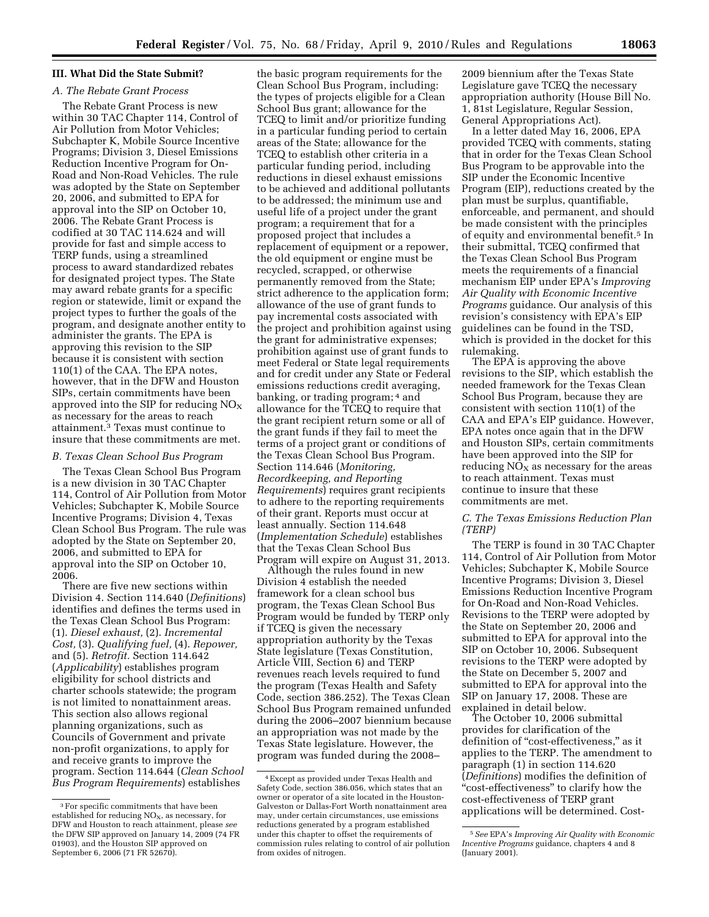## III. What Did the State Submit?

### A. The Rebate Grant Process

The Rebate Grant Process is new within 30 TAC Chapter 114, Control of Air Pollution from Motor Vehicles; Subchapter K, Mobile Source Incentive Programs; Division 3, Diesel Emissions Reduction Incentive Program for On-Road and Non-Road Vehicles. The rule was adopted by the State on September 20, 2006, and submitted to EPA for approval into the SIP on October 10, 2006. The Rebate Grant Process is codified at 30 TAC 114.624 and will provide for fast and simple access to TERP funds, using a streamlined process to award standardized rebates for designated project types. The State may award rebate grants for a specific region or statewide, limit or expand the project types to further the goals of the program, and designate another entity to administer the grants. The EPA is approving this revision to the SIP because it is consistent with section 110(1) of the CAA. The EPA notes, however, that in the DFW and Houston SIPs, certain commitments have been approved into the SIP for reducing $NO_X$ as necessary for the areas to reach attainment.[3] Texas must continue to insure that these commitments are met.

### B. Texas Clean School Bus Program

The Texas Clean School Bus Program is a new division in 30 TAC Chapter 114, Control of Air Pollution from Motor Vehicles; Subchapter K, Mobile Source Incentive Programs; Division 4, Texas Clean School Bus Program. The rule was adopted by the State on September 20, 2006, and submitted to EPA for approval into the SIP on October 10, 2006.

There are five new sections within Division 4. Section 114.640 (*Definitions*) identifies and defines the terms used in the Texas Clean School Bus Program: (1). *Diesel exhaust,* (2). *Incremental Cost,* (3). *Qualifying fuel,* (4). *Repower,* and (5). *Retrofit.* Section 114.642 (*Applicability*) establishes program eligibility for school districts and charter schools statewide; the program is not limited to nonattainment areas. This section also allows regional planning organizations, such as Councils of Government and private non-profit organizations, to apply for and receive grants to improve the program. Section 114.644 (*Clean School Bus Program Requirements*) establishes the basic program requirements for the Clean School Bus Program, including: the types of projects eligible for a Clean School Bus grant; allowance for the TCEQ to limit and/or prioritize funding in a particular funding period to certain areas of the State; allowance for the TCEQ to establish other criteria in a particular funding period, including reductions in diesel exhaust emissions to be achieved and additional pollutants to be addressed; the minimum use and useful life of a project under the grant program; a requirement that for a proposed project that includes a replacement of equipment or a repower, the old equipment or engine must be recycled, scrapped, or otherwise permanently removed from the State; strict adherence to the application form; allowance of the use of grant funds to pay incremental costs associated with the project and prohibition against using the grant for administrative expenses; prohibition against use of grant funds to meet Federal or State legal requirements and for credit under any State or Federal emissions reductions credit averaging, banking, or trading program;[4] and allowance for the TCEQ to require that the grant recipient return some or all of the grant funds if they fail to meet the terms of a project grant or conditions of the Texas Clean School Bus Program. Section 114.646 (*Monitoring, Recordkeeping, and Reporting Requirements*) requires grant recipients to adhere to the reporting requirements of their grant. Reports must occur at least annually. Section 114.648 (*Implementation Schedule*) establishes that the Texas Clean School Bus Program will expire on August 31, 2013.

Although the rules found in new Division 4 establish the needed framework for a clean school bus program, the Texas Clean School Bus Program would be funded by TERP only if TCEQ is given the necessary appropriation authority by the Texas State legislature (Texas Constitution, Article VIII, Section 6) and TERP revenues reach levels required to fund the program (Texas Health and Safety Code, section 386.252). The Texas Clean School Bus Program remained unfunded during the 2006–2007 biennium because an appropriation was not made by the Texas State legislature. However, the program was funded during the 2008–2009 biennium after the Texas State Legislature gave TCEQ the necessary appropriation authority (House Bill No. 1, 81st Legislature, Regular Session, General Appropriations Act).

In a letter dated May 16, 2006, EPA provided TCEQ with comments, stating that in order for the Texas Clean School Bus Program to be approvable into the SIP under the Economic Incentive Program (EIP), reductions created by the plan must be surplus, quantifiable, enforceable, and permanent, and should be made consistent with the principles of equity and environmental benefit.[5] In their submittal, TCEQ confirmed that the Texas Clean School Bus Program meets the requirements of a financial mechanism EIP under EPA's *Improving Air Quality with Economic Incentive Programs* guidance. Our analysis of this revision's consistency with EPA's EIP guidelines can be found in the TSD, which is provided in the docket for this rulemaking.

The EPA is approving the above revisions to the SIP, which establish the needed framework for the Texas Clean School Bus Program, because they are consistent with section 110(1) of the CAA and EPA's EIP guidance. However, EPA notes once again that in the DFW and Houston SIPs, certain commitments have been approved into the SIP for reducing $NO_X$ as necessary for the areas to reach attainment. Texas must continue to insure that these commitments are met.

### C. The Texas Emissions Reduction Plan (TERP)

The TERP is found in 30 TAC Chapter 114, Control of Air Pollution from Motor Vehicles; Subchapter K, Mobile Source Incentive Programs; Division 3, Diesel Emissions Reduction Incentive Program for On-Road and Non-Road Vehicles. Revisions to the TERP were adopted by the State on September 20, 2006 and submitted to EPA for approval into the SIP on October 10, 2006. Subsequent revisions to the TERP were adopted by the State on December 5, 2007 and submitted to EPA for approval into the SIP on January 17, 2008. These are explained in detail below.

The October 10, 2006 submittal provides for clarification of the definition of "cost-effectiveness," as it applies to the TERP. The amendment to paragraph (1) in section 114.620 (*Definitions*) modifies the definition of "cost-effectiveness" to clarify how the cost-effectiveness of TERP grant applications will be determined. Cost-

---

[3] For specific commitments that have been established for reducing $NO_X$, as necessary, for DFW and Houston to reach attainment, please *see* the DFW SIP approved on January 14, 2009 (74 FR 01903), and the Houston SIP approved on September 6, 2006 (71 FR 52670).

[4] Except as provided under Texas Health and Safety Code, section 386.056, which states that an owner or operator of a site located in the Houston-Galveston or Dallas-Fort Worth nonattainment area may, under certain circumstances, use emissions reductions generated by a program established under this chapter to offset the requirements of commission rules relating to control of air pollution from oxides of nitrogen.

[5] *See* EPA's *Improving Air Quality with Economic Incentive Programs* guidance, chapters 4 and 8 (January 2001).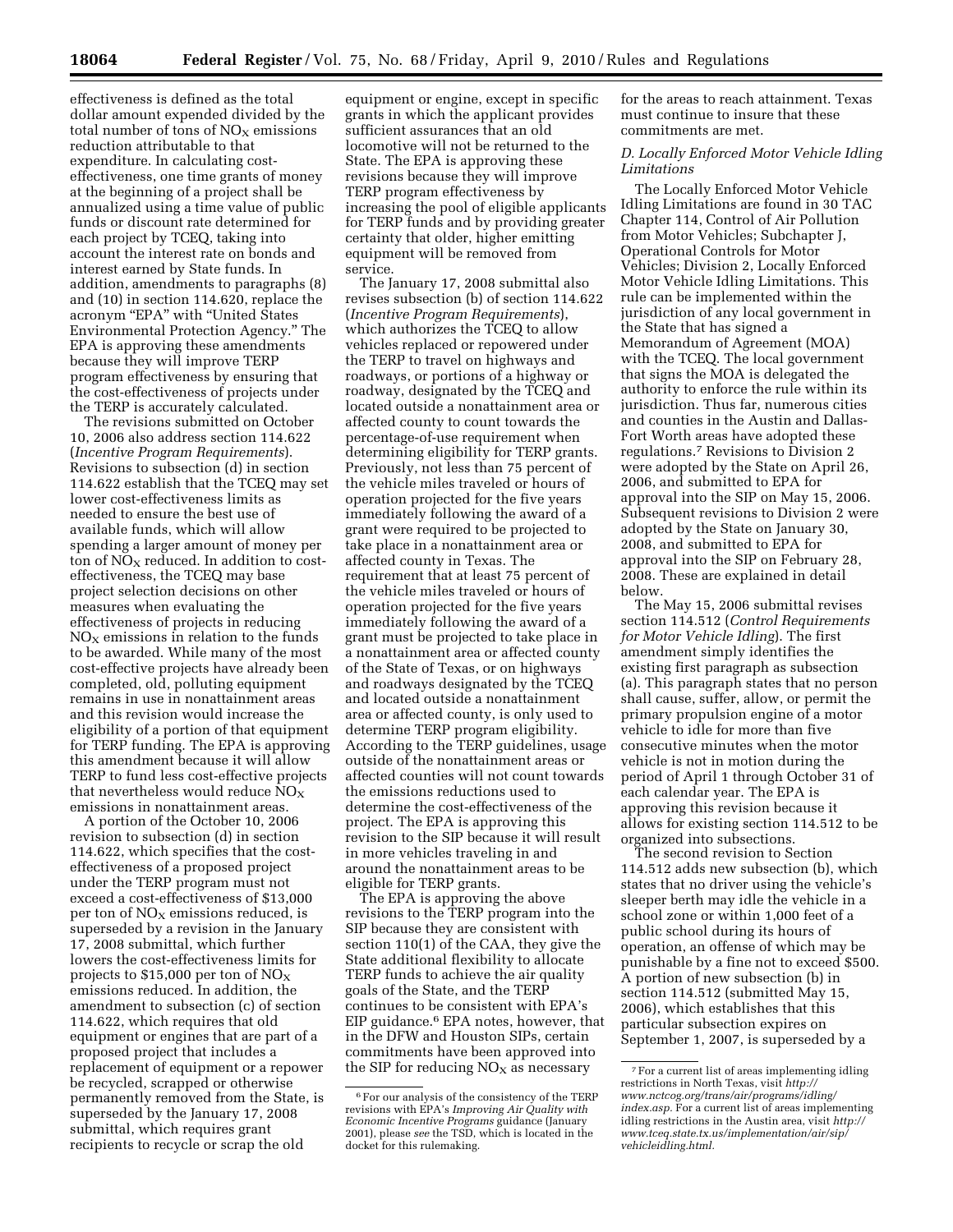effectiveness is defined as the total dollar amount expended divided by the total number of tons of $NO_X$ emissions reduction attributable to that expenditure. In calculating cost-effectiveness, one time grants of money at the beginning of a project shall be annualized using a time value of public funds or discount rate determined for each project by TCEQ, taking into account the interest rate on bonds and interest earned by State funds. In addition, amendments to paragraphs (8) and (10) in section 114.620, replace the acronym "EPA" with "United States Environmental Protection Agency." The EPA is approving these amendments because they will improve TERP program effectiveness by ensuring that the cost-effectiveness of projects under the TERP is accurately calculated.

The revisions submitted on October 10, 2006 also address section 114.622 (*Incentive Program Requirements*). Revisions to subsection (d) in section 114.622 establish that the TCEQ may set lower cost-effectiveness limits as needed to ensure the best use of available funds, which will allow spending a larger amount of money per ton of $NO_X$ reduced. In addition to cost-effectiveness, the TCEQ may base project selection decisions on other measures when evaluating the effectiveness of projects in reducing $NO_X$ emissions in relation to the funds to be awarded. While many of the most cost-effective projects have already been completed, old, polluting equipment remains in use in nonattainment areas and this revision would increase the eligibility of a portion of that equipment for TERP funding. The EPA is approving this amendment because it will allow TERP to fund less cost-effective projects that nevertheless would reduce $NO_X$ emissions in nonattainment areas.

A portion of the October 10, 2006 revision to subsection (d) in section 114.622, which specifies that the cost-effectiveness of a proposed project under the TERP program must not exceed a cost-effectiveness of $13,000 per ton of $NO_X$ emissions reduced, is superseded by a revision in the January 17, 2008 submittal, which further lowers the cost-effectiveness limits for projects to $15,000 per ton of $NO_X$ emissions reduced. In addition, the amendment to subsection (c) of section 114.622, which requires that old equipment or engines that are part of a proposed project that includes a replacement of equipment or a repower be recycled, scrapped or otherwise permanently removed from the State, is superseded by the January 17, 2008 submittal, which requires grant recipients to recycle or scrap the old equipment or engine, except in specific grants in which the applicant provides sufficient assurances that an old locomotive will not be returned to the State. The EPA is approving these revisions because they will improve TERP program effectiveness by increasing the pool of eligible applicants for TERP funds and by providing greater certainty that older, higher emitting equipment will be removed from service.

The January 17, 2008 submittal also revises subsection (b) of section 114.622 (*Incentive Program Requirements*), which authorizes the TCEQ to allow vehicles replaced or repowered under the TERP to travel on highways and roadways, or portions of a highway or roadway, designated by the TCEQ and located outside a nonattainment area or affected county to count towards the percentage-of-use requirement when determining eligibility for TERP grants. Previously, not less than 75 percent of the vehicle miles traveled or hours of operation projected for the five years immediately following the award of a grant were required to be projected to take place in a nonattainment area or affected county in Texas. The requirement that at least 75 percent of the vehicle miles traveled or hours of operation projected for the five years immediately following the award of a grant must be projected to take place in a nonattainment area or affected county of the State of Texas, or on highways and roadways designated by the TCEQ and located outside a nonattainment area or affected county, is only used to determine TERP program eligibility. According to the TERP guidelines, usage outside of the nonattainment areas or affected counties will not count towards the emissions reductions used to determine the cost-effectiveness of the project. The EPA is approving this revision to the SIP because it will result in more vehicles traveling in and around the nonattainment areas to be eligible for TERP grants.

The EPA is approving the above revisions to the TERP program into the SIP because they are consistent with section 110(1) of the CAA, they give the State additional flexibility to allocate TERP funds to achieve the air quality goals of the State, and the TERP continues to be consistent with EPA's EIP guidance.[6] EPA notes, however, that in the DFW and Houston SIPs, certain commitments have been approved into the SIP for reducing $NO_X$ as necessary for the areas to reach attainment. Texas must continue to insure that these commitments are met.

### *D. Locally Enforced Motor Vehicle Idling Limitations*

The Locally Enforced Motor Vehicle Idling Limitations are found in 30 TAC Chapter 114, Control of Air Pollution from Motor Vehicles; Subchapter J, Operational Controls for Motor Vehicles; Division 2, Locally Enforced Motor Vehicle Idling Limitations. This rule can be implemented within the jurisdiction of any local government in the State that has signed a Memorandum of Agreement (MOA) with the TCEQ. The local government that signs the MOA is delegated the authority to enforce the rule within its jurisdiction. Thus far, numerous cities and counties in the Austin and Dallas-Fort Worth areas have adopted these regulations.[7] Revisions to Division 2 were adopted by the State on April 26, 2006, and submitted to EPA for approval into the SIP on May 15, 2006. Subsequent revisions to Division 2 were adopted by the State on January 30, 2008, and submitted to EPA for approval into the SIP on February 28, 2008. These are explained in detail below.

The May 15, 2006 submittal revises section 114.512 (*Control Requirements for Motor Vehicle Idling*). The first amendment simply identifies the existing first paragraph as subsection (a). This paragraph states that no person shall cause, suffer, allow, or permit the primary propulsion engine of a motor vehicle to idle for more than five consecutive minutes when the motor vehicle is not in motion during the period of April 1 through October 31 of each calendar year. The EPA is approving this revision because it allows for existing section 114.512 to be organized into subsections.

The second revision to Section 114.512 adds new subsection (b), which states that no driver using the vehicle's sleeper berth may idle the vehicle in a school zone or within 1,000 feet of a public school during its hours of operation, an offense of which may be punishable by a fine not to exceed $500. A portion of new subsection (b) in section 114.512 (submitted May 15, 2006), which establishes that this particular subsection expires on September 1, 2007, is superseded by a

---

[6] For our analysis of the consistency of the TERP revisions with EPA's *Improving Air Quality with Economic Incentive Programs* guidance (January 2001), please *see* the TSD, which is located in the docket for this rulemaking.

[7] For a current list of areas implementing idling restrictions in North Texas, visit *http://www.nctcog.org/trans/air/programs/idling/index.asp*. For a current list of areas implementing idling restrictions in the Austin area, visit *http://www.tceq.state.tx.us/implementation/air/sip/vehicleidling.html*.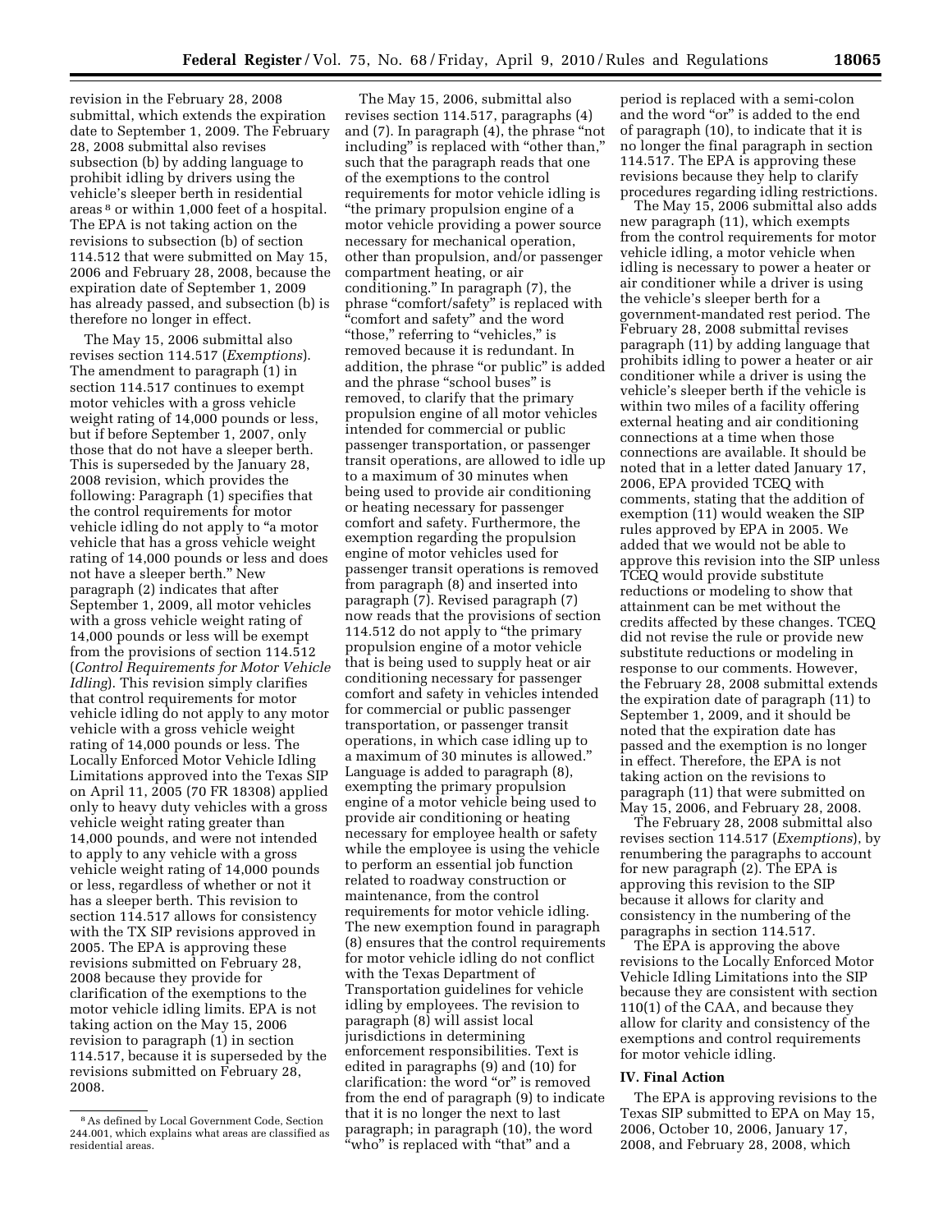revision in the February 28, 2008 submittal, which extends the expiration date to September 1, 2009. The February 28, 2008 submittal also revises subsection (b) by adding language to prohibit idling by drivers using the vehicle's sleeper berth in residential areas[8] or within 1,000 feet of a hospital. The EPA is not taking action on the revisions to subsection (b) of section 114.512 that were submitted on May 15, 2006 and February 28, 2008, because the expiration date of September 1, 2009 has already passed, and subsection (b) is therefore no longer in effect.

The May 15, 2006 submittal also revises section 114.517 (*Exemptions*). The amendment to paragraph (1) in section 114.517 continues to exempt motor vehicles with a gross vehicle weight rating of 14,000 pounds or less, but if before September 1, 2007, only those that do not have a sleeper berth. This is superseded by the January 28, 2008 revision, which provides the following: Paragraph (1) specifies that the control requirements for motor vehicle idling do not apply to "a motor vehicle that has a gross vehicle weight rating of 14,000 pounds or less and does not have a sleeper berth." New paragraph (2) indicates that after September 1, 2009, all motor vehicles with a gross vehicle weight rating of 14,000 pounds or less will be exempt from the provisions of section 114.512 (*Control Requirements for Motor Vehicle Idling*). This revision simply clarifies that control requirements for motor vehicle idling do not apply to any motor vehicle with a gross vehicle weight rating of 14,000 pounds or less. The Locally Enforced Motor Vehicle Idling Limitations approved into the Texas SIP on April 11, 2005 (70 FR 18308) applied only to heavy duty vehicles with a gross vehicle weight rating greater than 14,000 pounds, and were not intended to apply to any vehicle with a gross vehicle weight rating of 14,000 pounds or less, regardless of whether or not it has a sleeper berth. This revision to section 114.517 allows for consistency with the TX SIP revisions approved in 2005. The EPA is approving these revisions submitted on February 28, 2008 because they provide for clarification of the exemptions to the motor vehicle idling limits. EPA is not taking action on the May 15, 2006 revision to paragraph (1) in section 114.517, because it is superseded by the revisions submitted on February 28, 2008.

The May 15, 2006, submittal also revises section 114.517, paragraphs (4) and (7). In paragraph (4), the phrase "not including" is replaced with "other than," such that the paragraph reads that one of the exemptions to the control requirements for motor vehicle idling is "the primary propulsion engine of a motor vehicle providing a power source necessary for mechanical operation, other than propulsion, and/or passenger compartment heating, or air conditioning." In paragraph (7), the phrase "comfort/safety" is replaced with "comfort and safety" and the word "those," referring to "vehicles," is removed because it is redundant. In addition, the phrase "or public" is added and the phrase "school buses" is removed, to clarify that the primary propulsion engine of all motor vehicles intended for commercial or public passenger transportation, or passenger transit operations, are allowed to idle up to a maximum of 30 minutes when being used to provide air conditioning or heating necessary for passenger comfort and safety. Furthermore, the exemption regarding the propulsion engine of motor vehicles used for passenger transit operations is removed from paragraph (8) and inserted into paragraph (7). Revised paragraph (7) now reads that the provisions of section 114.512 do not apply to "the primary propulsion engine of a motor vehicle that is being used to supply heat or air conditioning necessary for passenger comfort and safety in vehicles intended for commercial or public passenger transportation, or passenger transit operations, in which case idling up to a maximum of 30 minutes is allowed." Language is added to paragraph (8), exempting the primary propulsion engine of a motor vehicle being used to provide air conditioning or heating necessary for employee health or safety while the employee is using the vehicle to perform an essential job function related to roadway construction or maintenance, from the control requirements for motor vehicle idling. The new exemption found in paragraph (8) ensures that the control requirements for motor vehicle idling do not conflict with the Texas Department of Transportation guidelines for vehicle idling by employees. The revision to paragraph (8) will assist local jurisdictions in determining enforcement responsibilities. Text is edited in paragraphs (9) and (10) for clarification: the word "or" is removed from the end of paragraph (9) to indicate that it is no longer the next to last paragraph; in paragraph (10), the word "who" is replaced with "that" and a period is replaced with a semi-colon and the word "or" is added to the end of paragraph (10), to indicate that it is no longer the final paragraph in section 114.517. The EPA is approving these revisions because they help to clarify procedures regarding idling restrictions.

The May 15, 2006 submittal also adds new paragraph (11), which exempts from the control requirements for motor vehicle idling, a motor vehicle when idling is necessary to power a heater or air conditioner while a driver is using the vehicle's sleeper berth for a government-mandated rest period. The February 28, 2008 submittal revises paragraph (11) by adding language that prohibits idling to power a heater or air conditioner while a driver is using the vehicle's sleeper berth if the vehicle is within two miles of a facility offering external heating and air conditioning connections at a time when those connections are available. It should be noted that in a letter dated January 17, 2006, EPA provided TCEQ with comments, stating that the addition of exemption (11) would weaken the SIP rules approved by EPA in 2005. We added that we would not be able to approve this revision into the SIP unless TCEQ would provide substitute reductions or modeling to show that attainment can be met without the credits affected by these changes. TCEQ did not revise the rule or provide new substitute reductions or modeling in response to our comments. However, the February 28, 2008 submittal extends the expiration date of paragraph (11) to September 1, 2009, and it should be noted that the expiration date has passed and the exemption is no longer in effect. Therefore, the EPA is not taking action on the revisions to paragraph (11) that were submitted on May 15, 2006, and February 28, 2008.

The February 28, 2008 submittal also revises section 114.517 (*Exemptions*), by renumbering the paragraphs to account for new paragraph (2). The EPA is approving this revision to the SIP because it allows for clarity and consistency in the numbering of the paragraphs in section 114.517.

The EPA is approving the above revisions to the Locally Enforced Motor Vehicle Idling Limitations into the SIP because they are consistent with section 110(1) of the CAA, and because they allow for clarity and consistency of the exemptions and control requirements for motor vehicle idling.

## IV. Final Action

The EPA is approving revisions to the Texas SIP submitted to EPA on May 15, 2006, October 10, 2006, January 17, 2008, and February 28, 2008, which

[8] As defined by Local Government Code, Section 244.001, which explains what areas are classified as residential areas.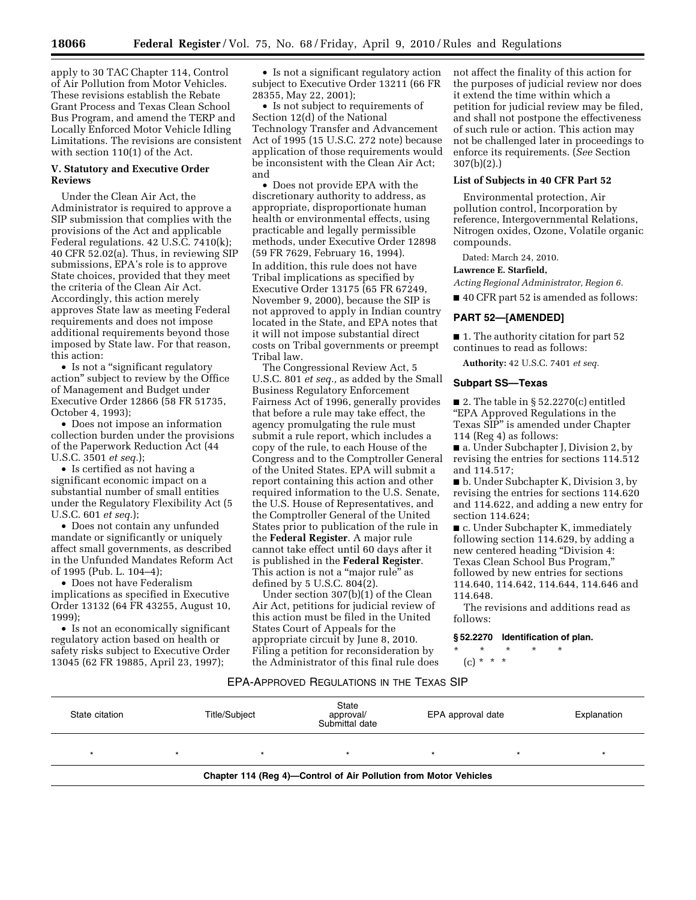apply to 30 TAC Chapter 114, Control of Air Pollution from Motor Vehicles. These revisions establish the Rebate Grant Process and Texas Clean School Bus Program, and amend the TERP and Locally Enforced Motor Vehicle Idling Limitations. The revisions are consistent with section 110(l) of the Act.

### V. Statutory and Executive Order Reviews

Under the Clean Air Act, the Administrator is required to approve a SIP submission that complies with the provisions of the Act and applicable Federal regulations. 42 U.S.C. 7410(k); 40 CFR 52.02(a). Thus, in reviewing SIP submissions, EPA's role is to approve State choices, provided that they meet the criteria of the Clean Air Act. Accordingly, this action merely approves State law as meeting Federal requirements and does not impose additional requirements beyond those imposed by State law. For that reason, this action:

- Is not a "significant regulatory action" subject to review by the Office of Management and Budget under Executive Order 12866 (58 FR 51735, October 4, 1993);
- Does not impose an information collection burden under the provisions of the Paperwork Reduction Act (44 U.S.C. 3501 *et seq.*);
- Is certified as not having a significant economic impact on a substantial number of small entities under the Regulatory Flexibility Act (5 U.S.C. 601 *et seq.*);
- Does not contain any unfunded mandate or significantly or uniquely affect small governments, as described in the Unfunded Mandates Reform Act of 1995 (Pub. L. 104–4);
- Does not have Federalism implications as specified in Executive Order 13132 (64 FR 43255, August 10, 1999);
- Is not an economically significant regulatory action based on health or safety risks subject to Executive Order 13045 (62 FR 19885, April 23, 1997);
- Is not a significant regulatory action subject to Executive Order 13211 (66 FR 28355, May 22, 2001);
- Is not subject to requirements of Section 12(d) of the National Technology Transfer and Advancement Act of 1995 (15 U.S.C. 272 note) because application of those requirements would be inconsistent with the Clean Air Act; and
- Does not provide EPA with the discretionary authority to address, as appropriate, disproportionate human health or environmental effects, using practicable and legally permissible methods, under Executive Order 12898 (59 FR 7629, February 16, 1994).

In addition, this rule does not have Tribal implications as specified by Executive Order 13175 (65 FR 67249, November 9, 2000), because the SIP is not approved to apply in Indian country located in the State, and EPA notes that it will not impose substantial direct costs on Tribal governments or preempt Tribal law.

The Congressional Review Act, 5 U.S.C. 801 *et seq.*, as added by the Small Business Regulatory Enforcement Fairness Act of 1996, generally provides that before a rule may take effect, the agency promulgating the rule must submit a rule report, which includes a copy of the rule, to each House of the Congress and to the Comptroller General of the United States. EPA will submit a report containing this action and other required information to the U.S. Senate, the U.S. House of Representatives, and the Comptroller General of the United States prior to publication of the rule in the **Federal Register**. A major rule cannot take effect until 60 days after it is published in the **Federal Register**. This action is not a "major rule" as defined by 5 U.S.C. 804(2).

Under section 307(b)(1) of the Clean Air Act, petitions for judicial review of this action must be filed in the United States Court of Appeals for the appropriate circuit by June 8, 2010. Filing a petition for reconsideration by the Administrator of this final rule does not affect the finality of this action for the purposes of judicial review nor does it extend the time within which a petition for judicial review may be filed, and shall not postpone the effectiveness of such rule or action. This action may not be challenged later in proceedings to enforce its requirements. (*See* Section 307(b)(2).)

### List of Subjects in 40 CFR Part 52

Environmental protection, Air pollution control, Incorporation by reference, Intergovernmental Relations, Nitrogen oxides, Ozone, Volatile organic compounds.

Dated: March 24, 2010.

**Lawrence E. Starfield,**

*Acting Regional Administrator, Region 6.*

■ 40 CFR part 52 is amended as follows:

## PART 52—[AMENDED]

■ 1. The authority citation for part 52 continues to read as follows:

**Authority:** 42 U.S.C. 7401 *et seq.*

### Subpart SS—Texas

■ 2. The table in § 52.2270(c) entitled "EPA Approved Regulations in the Texas SIP" is amended under Chapter 114 (Reg 4) as follows:

■ a. Under Subchapter J, Division 2, by revising the entries for sections 114.512 and 114.517;

■ b. Under Subchapter K, Division 3, by revising the entries for sections 114.620 and 114.622, and adding a new entry for section 114.624;

■ c. Under Subchapter K, immediately following section 114.629, by adding a new centered heading "Division 4: Texas Clean School Bus Program," followed by new entries for sections 114.640, 114.642, 114.644, 114.646 and 114.648.

The revisions and additions read as follows:

**§ 52.2270 Identification of plan.**

\* \* \* \* \*

(c) \* \* \*

EPA-APPROVED REGULATIONS IN THE TEXAS SIP

| State citation | Title/Subject | State approval/ Submittal date | EPA approval date | Explanation |
|---|---|---|---|---|
| * | * | * | * | * |
| **Chapter 114 (Reg 4)—Control of Air Pollution from Motor Vehicles** | | | | |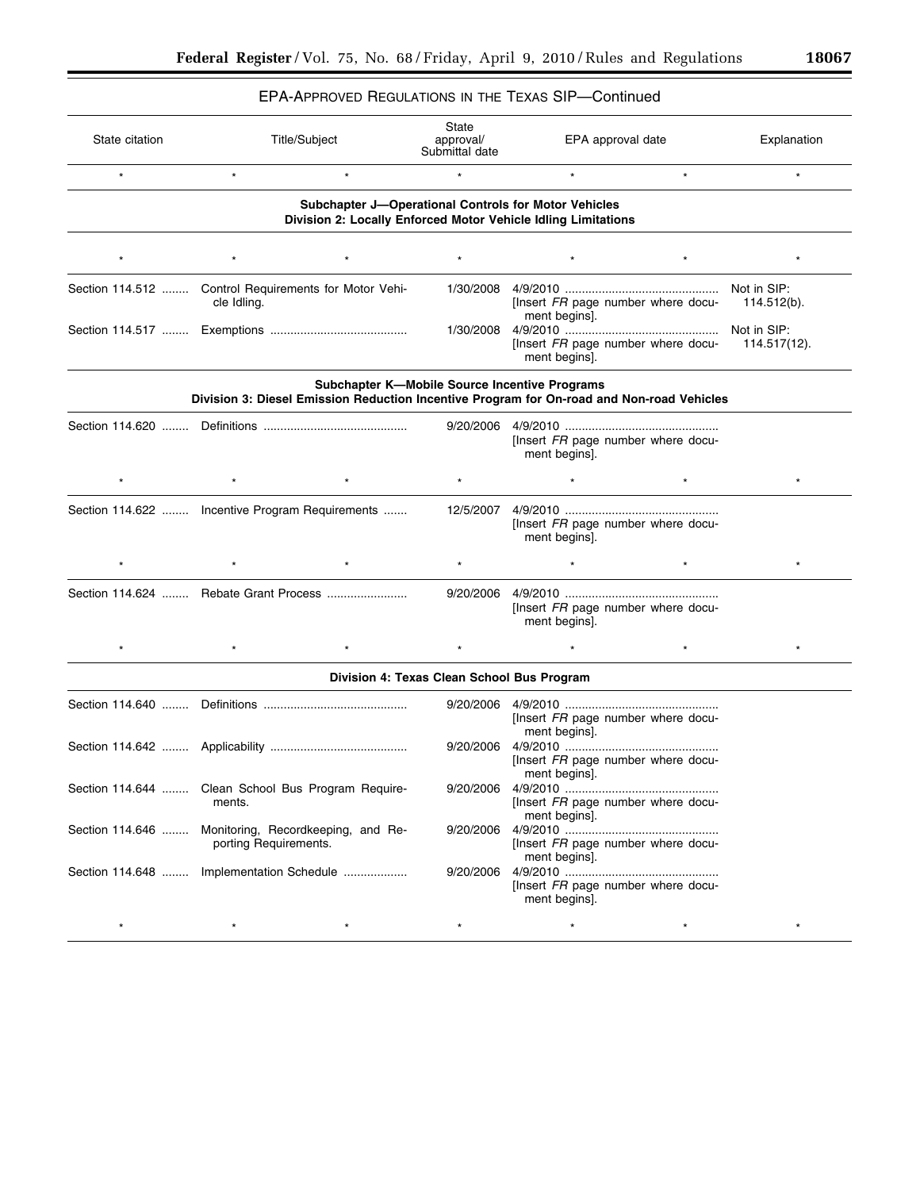EPA-APPROVED REGULATIONS IN THE TEXAS SIP—Continued

| State citation | Title/Subject | State approval/ Submittal date | EPA approval date | Explanation |
|---|---|---|---|---|
| * | * | * | * | * |
| **Subchapter J—Operational Controls for Motor Vehicles** **Division 2: Locally Enforced Motor Vehicle Idling Limitations** | | | | |
| * | * | * | * | * |
| Section 114.512 | Control Requirements for Motor Vehicle Idling. | 1/30/2008 | 4/9/2010 [Insert *FR* page number where document begins]. | Not in SIP: 114.512(b). |
| Section 114.517 | Exemptions | 1/30/2008 | 4/9/2010 [Insert *FR* page number where document begins]. | Not in SIP: 114.517(12). |
| **Subchapter K—Mobile Source Incentive Programs** **Division 3: Diesel Emission Reduction Incentive Program for On-road and Non-road Vehicles** | | | | |
| Section 114.620 | Definitions | 9/20/2006 | 4/9/2010 [Insert *FR* page number where document begins]. | |
| * | * | * | * | * |
| Section 114.622 | Incentive Program Requirements | 12/5/2007 | 4/9/2010 [Insert *FR* page number where document begins]. | |
| * | * | * | * | * |
| Section 114.624 | Rebate Grant Process | 9/20/2006 | 4/9/2010 [Insert *FR* page number where document begins]. | |
| * | * | * | * | * |
| **Division 4: Texas Clean School Bus Program** | | | | |
| Section 114.640 | Definitions | 9/20/2006 | 4/9/2010 [Insert *FR* page number where document begins]. | |
| Section 114.642 | Applicability | 9/20/2006 | 4/9/2010 [Insert *FR* page number where document begins]. | |
| Section 114.644 | Clean School Bus Program Requirements. | 9/20/2006 | 4/9/2010 [Insert *FR* page number where document begins]. | |
| Section 114.646 | Monitoring, Recordkeeping, and Reporting Requirements. | 9/20/2006 | 4/9/2010 [Insert *FR* page number where document begins]. | |
| Section 114.648 | Implementation Schedule | 9/20/2006 | 4/9/2010 [Insert *FR* page number where document begins]. | |
| * | * | * | * | * |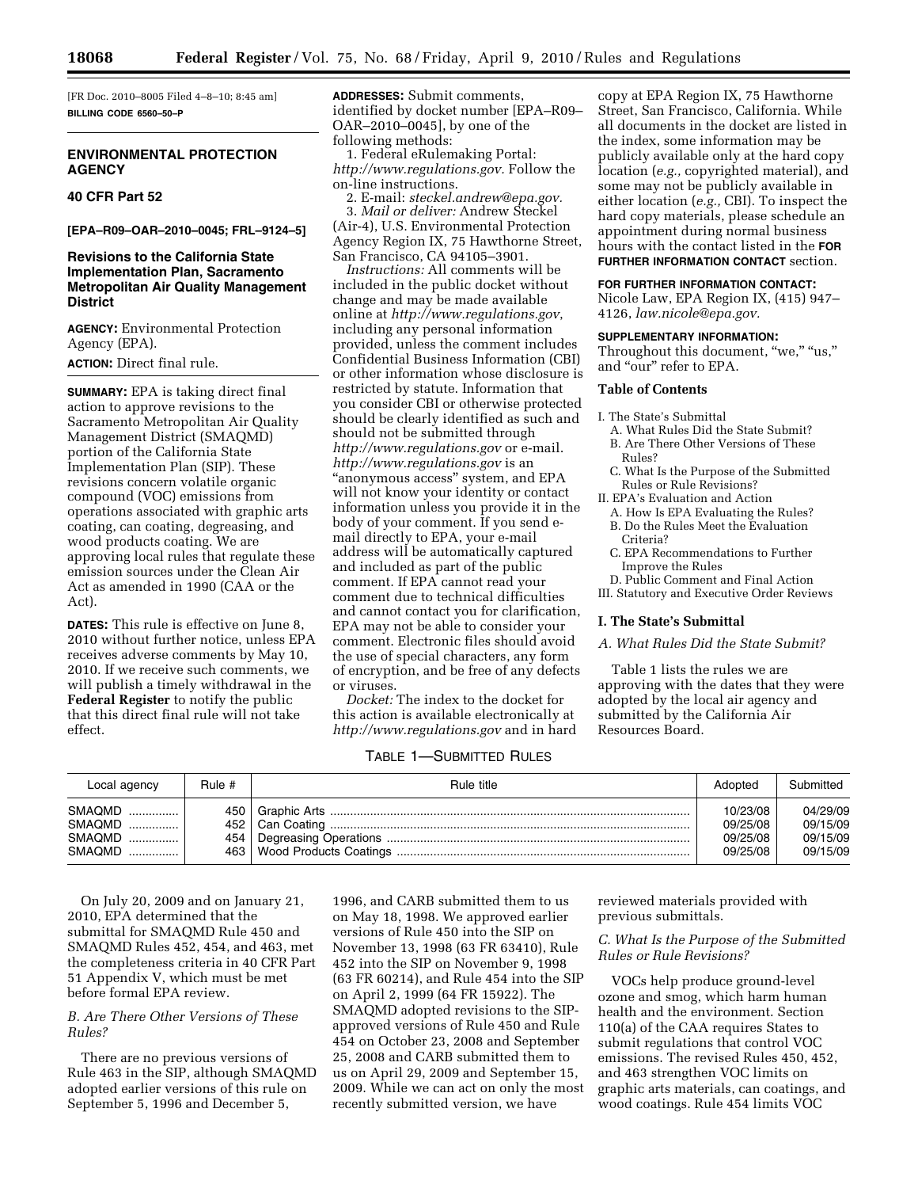[FR Doc. 2010–8005 Filed 4–8–10; 8:45 am]

**BILLING CODE 6560–50–P**

## ENVIRONMENTAL PROTECTION AGENCY

### 40 CFR Part 52

**[EPA–R09–OAR–2010–0045; FRL–9124–5]**

### Revisions to the California State Implementation Plan, Sacramento Metropolitan Air Quality Management District

**AGENCY:** Environmental Protection Agency (EPA).

**ACTION:** Direct final rule.

**SUMMARY:** EPA is taking direct final action to approve revisions to the Sacramento Metropolitan Air Quality Management District (SMAQMD) portion of the California State Implementation Plan (SIP). These revisions concern volatile organic compound (VOC) emissions from operations associated with graphic arts coating, can coating, degreasing, and wood products coating. We are approving local rules that regulate these emission sources under the Clean Air Act as amended in 1990 (CAA or the Act).

**DATES:** This rule is effective on June 8, 2010 without further notice, unless EPA receives adverse comments by May 10, 2010. If we receive such comments, we will publish a timely withdrawal in the **Federal Register** to notify the public that this direct final rule will not take effect.

**ADDRESSES:** Submit comments, identified by docket number [EPA–R09–OAR–2010–0045], by one of the following methods:

1. Federal eRulemaking Portal: *http://www.regulations.gov*. Follow the on-line instructions.
2. E-mail: *steckel.andrew@epa.gov*.
3. *Mail or deliver:* Andrew Steckel (Air-4), U.S. Environmental Protection Agency Region IX, 75 Hawthorne Street, San Francisco, CA 94105–3901.

*Instructions:* All comments will be included in the public docket without change and may be made available online at *http://www.regulations.gov*, including any personal information provided, unless the comment includes Confidential Business Information (CBI) or other information whose disclosure is restricted by statute. Information that you consider CBI or otherwise protected should be clearly identified as such and should not be submitted through *http://www.regulations.gov* or e-mail. *http://www.regulations.gov* is an "anonymous access" system, and EPA will not know your identity or contact information unless you provide it in the body of your comment. If you send e-mail directly to EPA, your e-mail address will be automatically captured and included as part of the public comment. If EPA cannot read your comment due to technical difficulties and cannot contact you for clarification, EPA may not be able to consider your comment. Electronic files should avoid the use of special characters, any form of encryption, and be free of any defects or viruses.

*Docket:* The index to the docket for this action is available electronically at *http://www.regulations.gov* and in hard copy at EPA Region IX, 75 Hawthorne Street, San Francisco, California. While all documents in the docket are listed in the index, some information may be publicly available only at the hard copy location (*e.g.,* copyrighted material), and some may not be publicly available in either location (*e.g.,* CBI). To inspect the hard copy materials, please schedule an appointment during normal business hours with the contact listed in the **FOR FURTHER INFORMATION CONTACT** section.

**FOR FURTHER INFORMATION CONTACT:** Nicole Law, EPA Region IX, (415) 947–4126, *law.nicole@epa.gov*.

**SUPPLEMENTARY INFORMATION:** Throughout this document, "we," "us," and "our" refer to EPA.

#### Table of Contents

- I. The State's Submittal
  - A. What Rules Did the State Submit?
  - B. Are There Other Versions of These Rules?
  - C. What Is the Purpose of the Submitted Rules or Rule Revisions?
- II. EPA's Evaluation and Action
  - A. How Is EPA Evaluating the Rules?
  - B. Do the Rules Meet the Evaluation Criteria?
  - C. EPA Recommendations to Further Improve the Rules
  - D. Public Comment and Final Action
- III. Statutory and Executive Order Reviews

#### I. The State's Submittal

*A. What Rules Did the State Submit?*

Table 1 lists the rules we are approving with the dates that they were adopted by the local air agency and submitted by the California Air Resources Board.

TABLE 1—SUBMITTED RULES

| Local agency | Rule # | Rule title | Adopted | Submitted |
|---|---|---|---|---|
| SMAQMD | 450 | Graphic Arts | 10/23/08 | 04/29/09 |
| SMAQMD | 452 | Can Coating | 09/25/08 | 09/15/09 |
| SMAQMD | 454 | Degreasing Operations | 09/25/08 | 09/15/09 |
| SMAQMD | 463 | Wood Products Coatings | 09/25/08 | 09/15/09 |

On July 20, 2009 and on January 21, 2010, EPA determined that the submittal for SMAQMD Rule 450 and SMAQMD Rules 452, 454, and 463, met the completeness criteria in 40 CFR Part 51 Appendix V, which must be met before formal EPA review.

*B. Are There Other Versions of These Rules?*

There are no previous versions of Rule 463 in the SIP, although SMAQMD adopted earlier versions of this rule on September 5, 1996 and December 5, 1996, and CARB submitted them to us on May 18, 1998. We approved earlier versions of Rule 450 into the SIP on November 13, 1998 (63 FR 63410), Rule 452 into the SIP on November 9, 1998 (63 FR 60214), and Rule 454 into the SIP on April 2, 1999 (64 FR 15922). The SMAQMD adopted revisions to the SIP-approved versions of Rule 450 and Rule 454 on October 23, 2008 and September 25, 2008 and CARB submitted them to us on April 29, 2009 and September 15, 2009. While we can act on only the most recently submitted version, we have reviewed materials provided with previous submittals.

*C. What Is the Purpose of the Submitted Rules or Rule Revisions?*

VOCs help produce ground-level ozone and smog, which harm human health and the environment. Section 110(a) of the CAA requires States to submit regulations that control VOC emissions. The revised Rules 450, 452, and 463 strengthen VOC limits on graphic arts materials, can coatings, and wood coatings. Rule 454 limits VOC